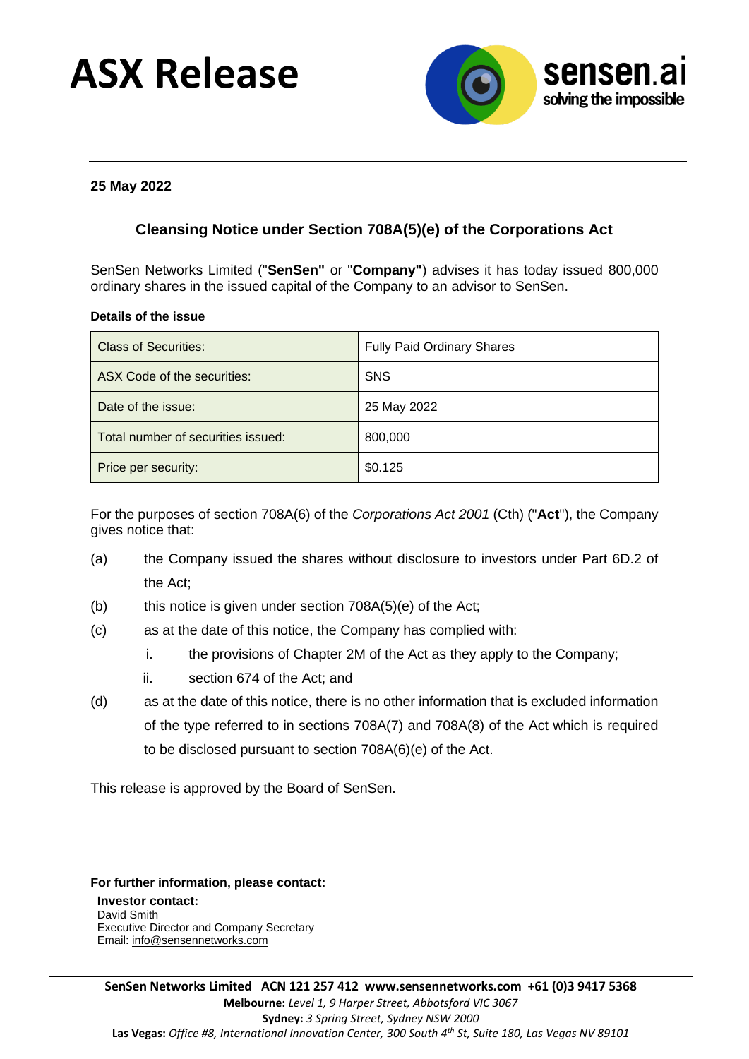# ASX Release

**25 May 2022**

## Cleansing Notice under Section 708A(5)(e) of the Corporations Act

SenSen Networks Limited ("**SenSen"** or "**Company"**) advises it has today issued 800,000 ordinary shares in the issued capital of the Company to an advisor to SenSen.

**Details of the issue**

| Class of Securities: | Fully Paid Ordinary Shares |
|---|---|
| ASX Code of the securities: | SNS |
| Date of the issue: | 25 May 2022 |
| Total number of securities issued: | 800,000 |
| Price per security: | $0.125 |

For the purposes of section 708A(6) of the *Corporations Act 2001* (Cth) ("**Act**"), the Company gives notice that:

(a) the Company issued the shares without disclosure to investors under Part 6D.2 of the Act;

(b) this notice is given under section 708A(5)(e) of the Act;

(c) as at the date of this notice, the Company has complied with:

  i. the provisions of Chapter 2M of the Act as they apply to the Company;

  ii. section 674 of the Act; and

(d) as at the date of this notice, there is no other information that is excluded information of the type referred to in sections 708A(7) and 708A(8) of the Act which is required to be disclosed pursuant to section 708A(6)(e) of the Act.

This release is approved by the Board of SenSen.

**For further information, please contact:**

**Investor contact:**
David Smith
Executive Director and Company Secretary
Email: info@sensennetworks.com

**SenSen Networks Limited ACN 121 257 412 www.sensennetworks.com +61 (0)3 9417 5368**
**Melbourne:** *Level 1, 9 Harper Street, Abbotsford VIC 3067*
**Sydney:** *3 Spring Street, Sydney NSW 2000*
**Las Vegas:** *Office #8, International Innovation Center, 300 South 4th St, Suite 180, Las Vegas NV 89101*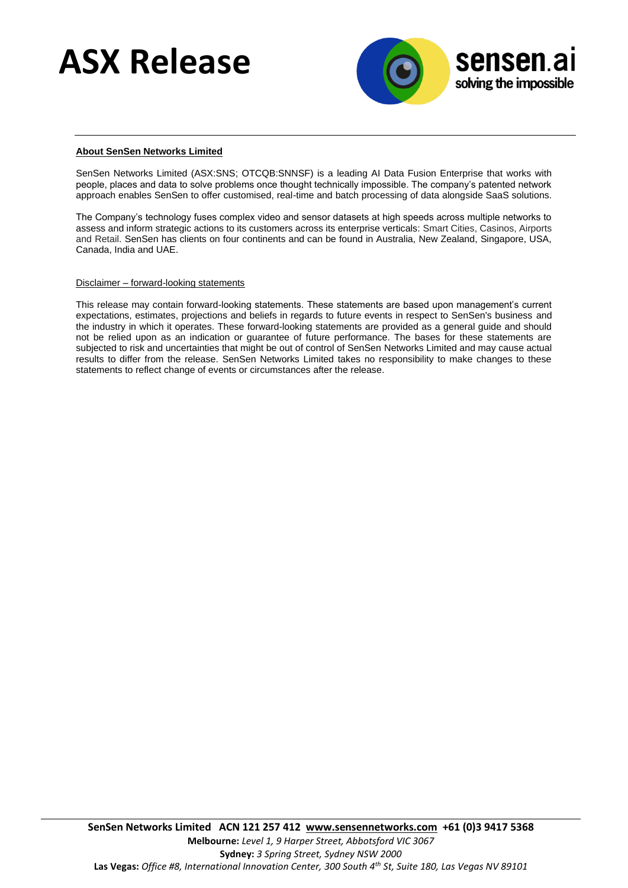**About SenSen Networks Limited**

SenSen Networks Limited (ASX:SNS; OTCQB:SNNSF) is a leading AI Data Fusion Enterprise that works with people, places and data to solve problems once thought technically impossible. The company's patented network approach enables SenSen to offer customised, real-time and batch processing of data alongside SaaS solutions.

The Company's technology fuses complex video and sensor datasets at high speeds across multiple networks to assess and inform strategic actions to its customers across its enterprise verticals: Smart Cities, Casinos, Airports and Retail. SenSen has clients on four continents and can be found in Australia, New Zealand, Singapore, USA, Canada, India and UAE.

Disclaimer – forward-looking statements

This release may contain forward-looking statements. These statements are based upon management's current expectations, estimates, projections and beliefs in regards to future events in respect to SenSen's business and the industry in which it operates. These forward-looking statements are provided as a general guide and should not be relied upon as an indication or guarantee of future performance. The bases for these statements are subjected to risk and uncertainties that might be out of control of SenSen Networks Limited and may cause actual results to differ from the release. SenSen Networks Limited takes no responsibility to make changes to these statements to reflect change of events or circumstances after the release.